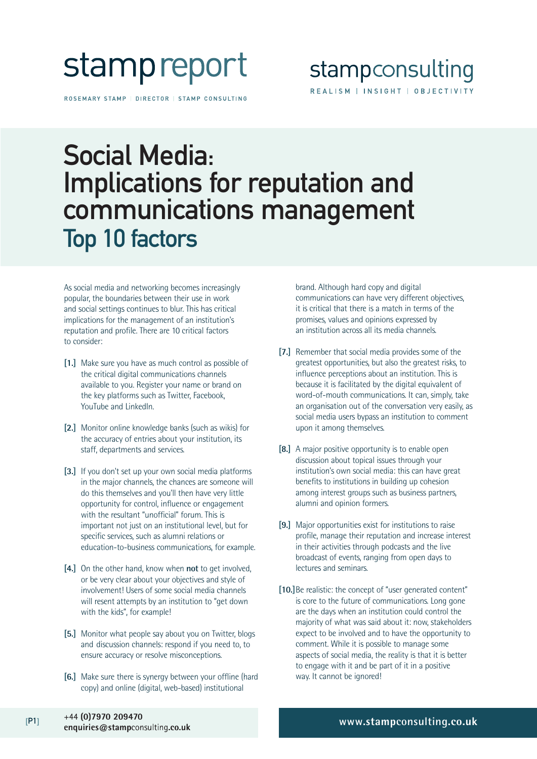stamp report

ROSEMARY STAMP | DIRECTOR | STAMP CONSULTING

stampconsulting

REALISM | INSIGHT | OBJECTIVITY

# Social Media: Implications for reputation and communications management

## Top 10 factors

As social media and networking becomes increasingly popular, the boundaries between their use in work and social settings continues to blur. This has critical implications for the management of an institution's reputation and profile. There are 10 critical factors to consider:

**[1.]** Make sure you have as much control as possible of the critical digital communications channels available to you. Register your name or brand on the key platforms such as Twitter, Facebook, YouTube and LinkedIn.

**[2.]** Monitor online knowledge banks (such as wikis) for the accuracy of entries about your institution, its staff, departments and services.

**[3.]** If you don't set up your own social media platforms in the major channels, the chances are someone will do this themselves and you'll then have very little opportunity for control, influence or engagement with the resultant "unofficial" forum. This is important not just on an institutional level, but for specific services, such as alumni relations or education-to-business communications, for example.

**[4.]** On the other hand, know when **not** to get involved, or be very clear about your objectives and style of involvement! Users of some social media channels will resent attempts by an institution to "get down with the kids", for example!

**[5.]** Monitor what people say about you on Twitter, blogs and discussion channels: respond if you need to, to ensure accuracy or resolve misconceptions.

**[6.]** Make sure there is synergy between your offline (hard copy) and online (digital, web-based) institutional brand. Although hard copy and digital communications can have very different objectives, it is critical that there is a match in terms of the promises, values and opinions expressed by an institution across all its media channels.

**[7.]** Remember that social media provides some of the greatest opportunities, but also the greatest risks, to influence perceptions about an institution. This is because it is facilitated by the digital equivalent of word-of-mouth communications. It can, simply, take an organisation out of the conversation very easily, as social media users bypass an institution to comment upon it among themselves.

**[8.]** A major positive opportunity is to enable open discussion about topical issues through your institution's own social media: this can have great benefits to institutions in building up cohesion among interest groups such as business partners, alumni and opinion formers.

**[9.]** Major opportunities exist for institutions to raise profile, manage their reputation and increase interest in their activities through podcasts and the live broadcast of events, ranging from open days to lectures and seminars.

**[10.]** Be realistic: the concept of "user generated content" is core to the future of communications. Long gone are the days when an institution could control the majority of what was said about it: now, stakeholders expect to be involved and to have the opportunity to comment. While it is possible to manage some aspects of social media, the reality is that it is better to engage with it and be part of it in a positive way. It cannot be ignored!

+44 (0)7970 209470
enquiries@stampconsulting.co.uk

www.stampconsulting.co.uk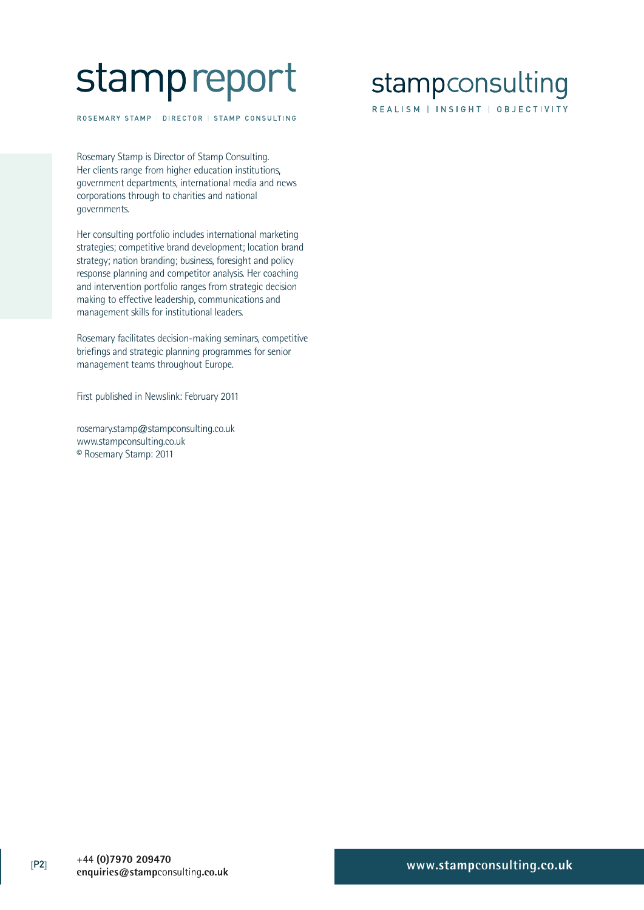# stamp report

ROSEMARY STAMP | DIRECTOR | STAMP CONSULTING

stampconsulting

REALISM | INSIGHT | OBJECTIVITY

Rosemary Stamp is Director of Stamp Consulting. Her clients range from higher education institutions, government departments, international media and news corporations through to charities and national governments.

Her consulting portfolio includes international marketing strategies; competitive brand development; location brand strategy; nation branding; business, foresight and policy response planning and competitor analysis. Her coaching and intervention portfolio ranges from strategic decision making to effective leadership, communications and management skills for institutional leaders.

Rosemary facilitates decision-making seminars, competitive briefings and strategic planning programmes for senior management teams throughout Europe.

First published in Newslink: February 2011

rosemary.stamp@stampconsulting.co.uk
www.stampconsulting.co.uk
© Rosemary Stamp: 2011

+44 (0)7970 209470
enquiries@stampconsulting.co.uk

www.stampconsulting.co.uk